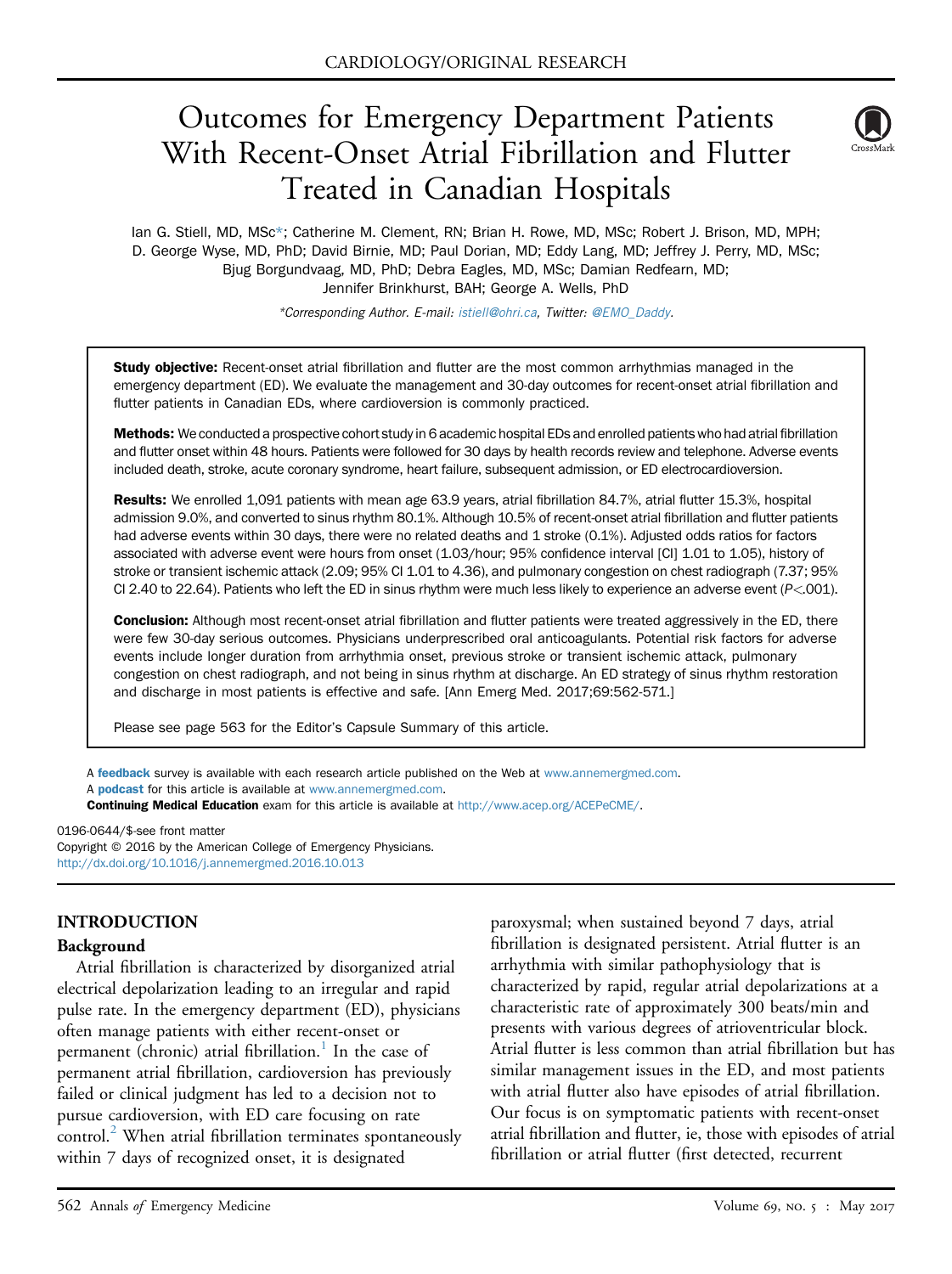CARDIOLOGY/ORIGINAL RESEARCH

# Outcomes for Emergency Department Patients With Recent-Onset Atrial Fibrillation and Flutter Treated in Canadian Hospitals

Ian G. Stiell, MD, MSc*; Catherine M. Clement, RN; Brian H. Rowe, MD, MSc; Robert J. Brison, MD, MPH; D. George Wyse, MD, PhD; David Birnie, MD; Paul Dorian, MD; Eddy Lang, MD; Jeffrey J. Perry, MD, MSc; Bjug Borgundvaag, MD, PhD; Debra Eagles, MD, MSc; Damian Redfearn, MD; Jennifer Brinkhurst, BAH; George A. Wells, PhD

*Corresponding Author. E-mail: istiell@ohri.ca, Twitter: @EMO_Daddy.

**Study objective:** Recent-onset atrial fibrillation and flutter are the most common arrhythmias managed in the emergency department (ED). We evaluate the management and 30-day outcomes for recent-onset atrial fibrillation and flutter patients in Canadian EDs, where cardioversion is commonly practiced.

**Methods:** We conducted a prospective cohort study in 6 academic hospital EDs and enrolled patients who had atrial fibrillation and flutter onset within 48 hours. Patients were followed for 30 days by health records review and telephone. Adverse events included death, stroke, acute coronary syndrome, heart failure, subsequent admission, or ED electrocardioversion.

**Results:** We enrolled 1,091 patients with mean age 63.9 years, atrial fibrillation 84.7%, atrial flutter 15.3%, hospital admission 9.0%, and converted to sinus rhythm 80.1%. Although 10.5% of recent-onset atrial fibrillation and flutter patients had adverse events within 30 days, there were no related deaths and 1 stroke (0.1%). Adjusted odds ratios for factors associated with adverse event were hours from onset (1.03/hour; 95% confidence interval [CI] 1.01 to 1.05), history of stroke or transient ischemic attack (2.09; 95% CI 1.01 to 4.36), and pulmonary congestion on chest radiograph (7.37; 95% CI 2.40 to 22.64). Patients who left the ED in sinus rhythm were much less likely to experience an adverse event ($P<.001$).

**Conclusion:** Although most recent-onset atrial fibrillation and flutter patients were treated aggressively in the ED, there were few 30-day serious outcomes. Physicians underprescribed oral anticoagulants. Potential risk factors for adverse events include longer duration from arrhythmia onset, previous stroke or transient ischemic attack, pulmonary congestion on chest radiograph, and not being in sinus rhythm at discharge. An ED strategy of sinus rhythm restoration and discharge in most patients is effective and safe. [Ann Emerg Med. 2017;69:562-571.]

Please see page 563 for the Editor's Capsule Summary of this article.

A **feedback** survey is available with each research article published on the Web at www.annemergmed.com.
A **podcast** for this article is available at www.annemergmed.com.
**Continuing Medical Education** exam for this article is available at http://www.acep.org/ACEPeCME/.

0196-0644/$-see front matter
Copyright © 2016 by the American College of Emergency Physicians.
http://dx.doi.org/10.1016/j.annemergmed.2016.10.013

## INTRODUCTION

### Background

Atrial fibrillation is characterized by disorganized atrial electrical depolarization leading to an irregular and rapid pulse rate. In the emergency department (ED), physicians often manage patients with either recent-onset or permanent (chronic) atrial fibrillation.[1] In the case of permanent atrial fibrillation, cardioversion has previously failed or clinical judgment has led to a decision not to pursue cardioversion, with ED care focusing on rate control.[2] When atrial fibrillation terminates spontaneously within 7 days of recognized onset, it is designated paroxysmal; when sustained beyond 7 days, atrial fibrillation is designated persistent. Atrial flutter is an arrhythmia with similar pathophysiology that is characterized by rapid, regular atrial depolarizations at a characteristic rate of approximately 300 beats/min and presents with various degrees of atrioventricular block. Atrial flutter is less common than atrial fibrillation but has similar management issues in the ED, and most patients with atrial flutter also have episodes of atrial fibrillation. Our focus is on symptomatic patients with recent-onset atrial fibrillation and flutter, ie, those with episodes of atrial fibrillation or atrial flutter (first detected, recurrent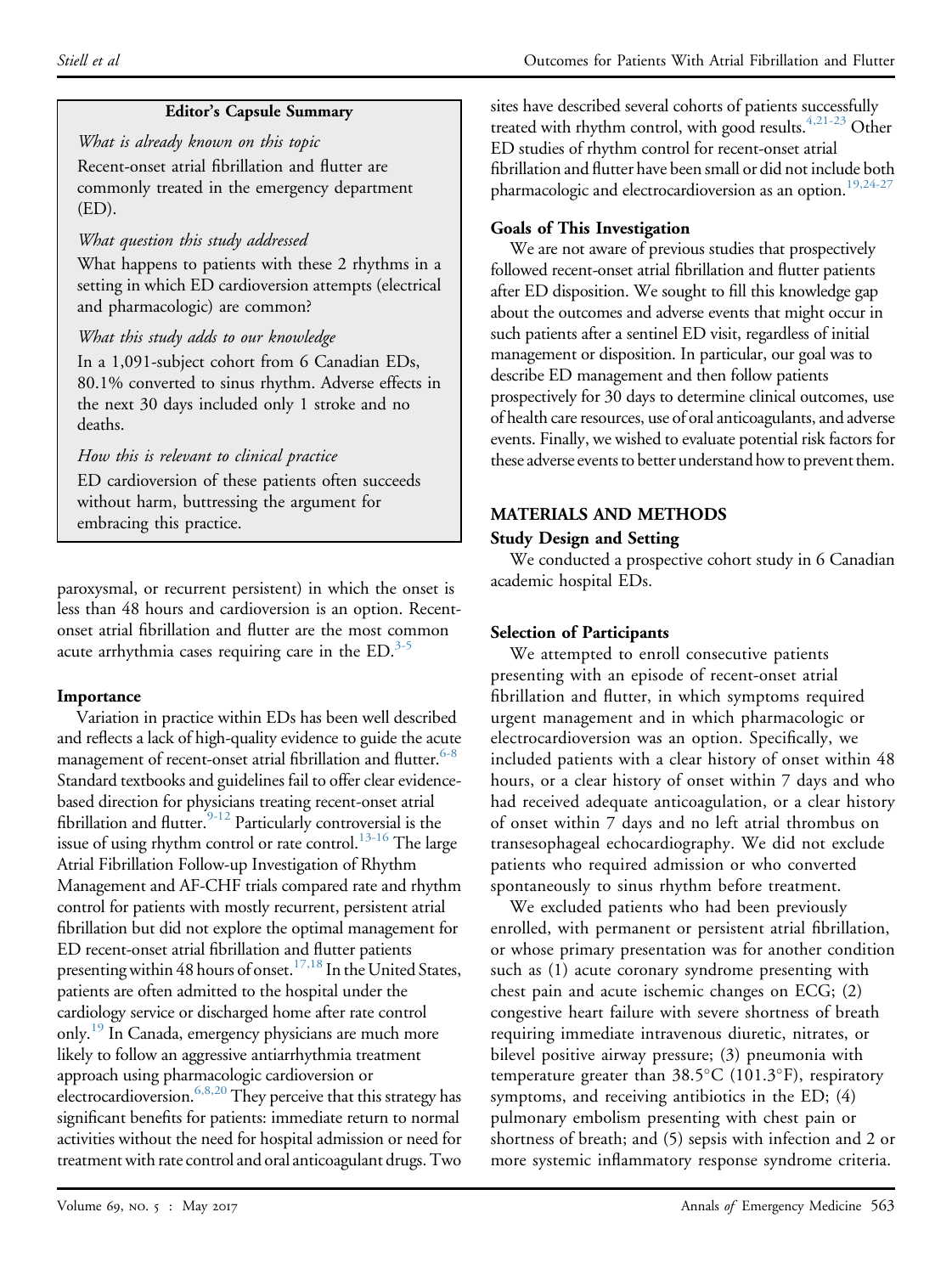**Editor's Capsule Summary**

*What is already known on this topic*

Recent-onset atrial fibrillation and flutter are commonly treated in the emergency department (ED).

*What question this study addressed*

What happens to patients with these 2 rhythms in a setting in which ED cardioversion attempts (electrical and pharmacologic) are common?

*What this study adds to our knowledge*

In a 1,091-subject cohort from 6 Canadian EDs, 80.1% converted to sinus rhythm. Adverse effects in the next 30 days included only 1 stroke and no deaths.

*How this is relevant to clinical practice*

ED cardioversion of these patients often succeeds without harm, buttressing the argument for embracing this practice.

paroxysmal, or recurrent persistent) in which the onset is less than 48 hours and cardioversion is an option. Recent-onset atrial fibrillation and flutter are the most common acute arrhythmia cases requiring care in the ED.[3-5]

### Importance

Variation in practice within EDs has been well described and reflects a lack of high-quality evidence to guide the acute management of recent-onset atrial fibrillation and flutter.[6-8] Standard textbooks and guidelines fail to offer clear evidence-based direction for physicians treating recent-onset atrial fibrillation and flutter.[9-12] Particularly controversial is the issue of using rhythm control or rate control.[13-16] The large Atrial Fibrillation Follow-up Investigation of Rhythm Management and AF-CHF trials compared rate and rhythm control for patients with mostly recurrent, persistent atrial fibrillation but did not explore the optimal management for ED recent-onset atrial fibrillation and flutter patients presenting within 48 hours of onset.[17,18] In the United States, patients are often admitted to the hospital under the cardiology service or discharged home after rate control only.[19] In Canada, emergency physicians are much more likely to follow an aggressive antiarrhythmia treatment approach using pharmacologic cardioversion or electrocardioversion.[6,8,20] They perceive that this strategy has significant benefits for patients: immediate return to normal activities without the need for hospital admission or need for treatment with rate control and oral anticoagulant drugs. Two sites have described several cohorts of patients successfully treated with rhythm control, with good results.[4,21-23] Other ED studies of rhythm control for recent-onset atrial fibrillation and flutter have been small or did not include both pharmacologic and electrocardioversion as an option.[19,24-27]

### Goals of This Investigation

We are not aware of previous studies that prospectively followed recent-onset atrial fibrillation and flutter patients after ED disposition. We sought to fill this knowledge gap about the outcomes and adverse events that might occur in such patients after a sentinel ED visit, regardless of initial management or disposition. In particular, our goal was to describe ED management and then follow patients prospectively for 30 days to determine clinical outcomes, use of health care resources, use of oral anticoagulants, and adverse events. Finally, we wished to evaluate potential risk factors for these adverse events to better understand how to prevent them.

## MATERIALS AND METHODS

### Study Design and Setting

We conducted a prospective cohort study in 6 Canadian academic hospital EDs.

### Selection of Participants

We attempted to enroll consecutive patients presenting with an episode of recent-onset atrial fibrillation and flutter, in which symptoms required urgent management and in which pharmacologic or electrocardioversion was an option. Specifically, we included patients with a clear history of onset within 48 hours, or a clear history of onset within 7 days and who had received adequate anticoagulation, or a clear history of onset within 7 days and no left atrial thrombus on transesophageal echocardiography. We did not exclude patients who required admission or who converted spontaneously to sinus rhythm before treatment.

We excluded patients who had been previously enrolled, with permanent or persistent atrial fibrillation, or whose primary presentation was for another condition such as (1) acute coronary syndrome presenting with chest pain and acute ischemic changes on ECG; (2) congestive heart failure with severe shortness of breath requiring immediate intravenous diuretic, nitrates, or bilevel positive airway pressure; (3) pneumonia with temperature greater than 38.5°C (101.3°F), respiratory symptoms, and receiving antibiotics in the ED; (4) pulmonary embolism presenting with chest pain or shortness of breath; and (5) sepsis with infection and 2 or more systemic inflammatory response syndrome criteria.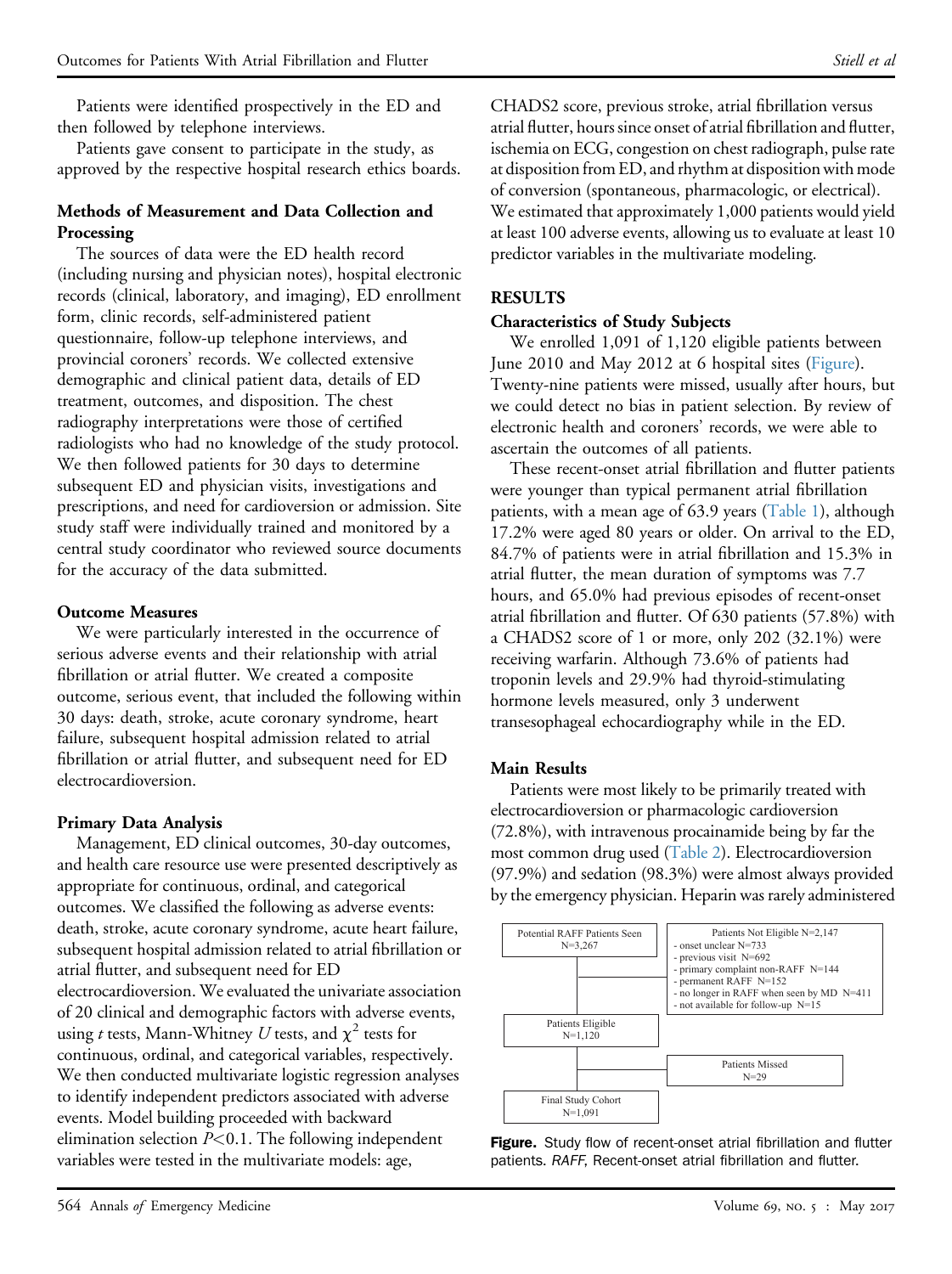Patients were identified prospectively in the ED and then followed by telephone interviews.

Patients gave consent to participate in the study, as approved by the respective hospital research ethics boards.

### Methods of Measurement and Data Collection and Processing

The sources of data were the ED health record (including nursing and physician notes), hospital electronic records (clinical, laboratory, and imaging), ED enrollment form, clinic records, self-administered patient questionnaire, follow-up telephone interviews, and provincial coroners' records. We collected extensive demographic and clinical patient data, details of ED treatment, outcomes, and disposition. The chest radiography interpretations were those of certified radiologists who had no knowledge of the study protocol. We then followed patients for 30 days to determine subsequent ED and physician visits, investigations and prescriptions, and need for cardioversion or admission. Site study staff were individually trained and monitored by a central study coordinator who reviewed source documents for the accuracy of the data submitted.

### Outcome Measures

We were particularly interested in the occurrence of serious adverse events and their relationship with atrial fibrillation or atrial flutter. We created a composite outcome, serious event, that included the following within 30 days: death, stroke, acute coronary syndrome, heart failure, subsequent hospital admission related to atrial fibrillation or atrial flutter, and subsequent need for ED electrocardioversion.

### Primary Data Analysis

Management, ED clinical outcomes, 30-day outcomes, and health care resource use were presented descriptively as appropriate for continuous, ordinal, and categorical outcomes. We classified the following as adverse events: death, stroke, acute coronary syndrome, acute heart failure, subsequent hospital admission related to atrial fibrillation or atrial flutter, and subsequent need for ED electrocardioversion. We evaluated the univariate association of 20 clinical and demographic factors with adverse events, using *t* tests, Mann-Whitney *U* tests, and $\chi^2$ tests for continuous, ordinal, and categorical variables, respectively. We then conducted multivariate logistic regression analyses to identify independent predictors associated with adverse events. Model building proceeded with backward elimination selection $P<0.1$. The following independent variables were tested in the multivariate models: age, CHADS2 score, previous stroke, atrial fibrillation versus atrial flutter, hours since onset of atrial fibrillation and flutter, ischemia on ECG, congestion on chest radiograph, pulse rate at disposition from ED, and rhythm at disposition with mode of conversion (spontaneous, pharmacologic, or electrical). We estimated that approximately 1,000 patients would yield at least 100 adverse events, allowing us to evaluate at least 10 predictor variables in the multivariate modeling.

## RESULTS

### Characteristics of Study Subjects

We enrolled 1,091 of 1,120 eligible patients between June 2010 and May 2012 at 6 hospital sites (Figure). Twenty-nine patients were missed, usually after hours, but we could detect no bias in patient selection. By review of electronic health and coroners' records, we were able to ascertain the outcomes of all patients.

These recent-onset atrial fibrillation and flutter patients were younger than typical permanent atrial fibrillation patients, with a mean age of 63.9 years (Table 1), although 17.2% were aged 80 years or older. On arrival to the ED, 84.7% of patients were in atrial fibrillation and 15.3% in atrial flutter, the mean duration of symptoms was 7.7 hours, and 65.0% had previous episodes of recent-onset atrial fibrillation and flutter. Of 630 patients (57.8%) with a CHADS2 score of 1 or more, only 202 (32.1%) were receiving warfarin. Although 73.6% of patients had troponin levels and 29.9% had thyroid-stimulating hormone levels measured, only 3 underwent transesophageal echocardiography while in the ED.

### Main Results

Patients were most likely to be primarily treated with electrocardioversion or pharmacologic cardioversion (72.8%), with intravenous procainamide being by far the most common drug used (Table 2). Electrocardioversion (97.9%) and sedation (98.3%) were almost always provided by the emergency physician. Heparin was rarely administered

Potential RAFF Patients Seen N=3,267

Patients Not Eligible N=2,147
- onset unclear N=733
- previous visit N=692
- primary complaint non-RAFF N=144
- permanent RAFF N=152
- no longer in RAFF when seen by MD N=411
- not available for follow-up N=15

Patients Eligible N=1,120

Patients Missed N=29

Final Study Cohort N=1,091

**Figure.** Study flow of recent-onset atrial fibrillation and flutter patients. *RAFF*, Recent-onset atrial fibrillation and flutter.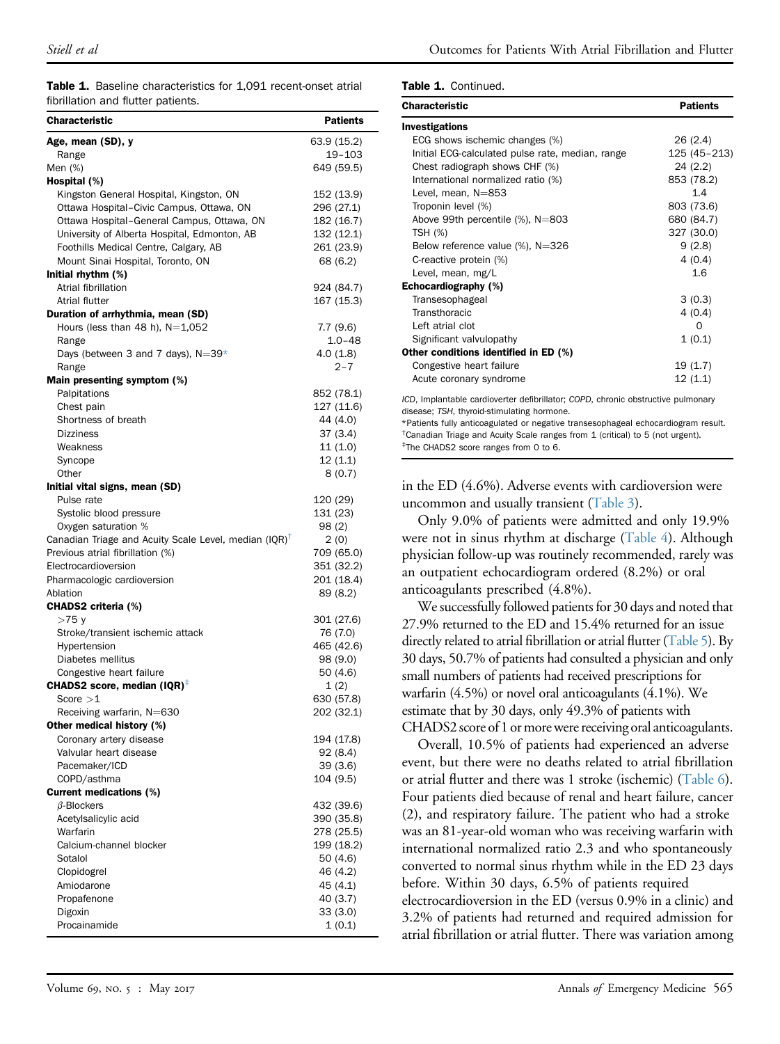**Table 1.** Baseline characteristics for 1,091 recent-onset atrial fibrillation and flutter patients.

| Characteristic | Patients |
|---|---|
| **Age, mean (SD), y** | 63.9 (15.2) |
| Range | 19–103 |
| Men (%) | 649 (59.5) |
| **Hospital (%)** | |
| Kingston General Hospital, Kingston, ON | 152 (13.9) |
| Ottawa Hospital–Civic Campus, Ottawa, ON | 296 (27.1) |
| Ottawa Hospital–General Campus, Ottawa, ON | 182 (16.7) |
| University of Alberta Hospital, Edmonton, AB | 132 (12.1) |
| Foothills Medical Centre, Calgary, AB | 261 (23.9) |
| Mount Sinai Hospital, Toronto, ON | 68 (6.2) |
| **Initial rhythm (%)** | |
| Atrial fibrillation | 924 (84.7) |
| Atrial flutter | 167 (15.3) |
| **Duration of arrhythmia, mean (SD)** | |
| Hours (less than 48 h), N=1,052 | 7.7 (9.6) |
| Range | 1.0–48 |
| Days (between 3 and 7 days), N=39* | 4.0 (1.8) |
| Range | 2–7 |
| **Main presenting symptom (%)** | |
| Palpitations | 852 (78.1) |
| Chest pain | 127 (11.6) |
| Shortness of breath | 44 (4.0) |
| Dizziness | 37 (3.4) |
| Weakness | 11 (1.0) |
| Syncope | 12 (1.1) |
| Other | 8 (0.7) |
| **Initial vital signs, mean (SD)** | |
| Pulse rate | 120 (29) |
| Systolic blood pressure | 131 (23) |
| Oxygen saturation % | 98 (2) |
| Canadian Triage and Acuity Scale Level, median (IQR)[†] | 2 (0) |
| Previous atrial fibrillation (%) | 709 (65.0) |
| Electrocardioversion | 351 (32.2) |
| Pharmacologic cardioversion | 201 (18.4) |
| Ablation | 89 (8.2) |
| **CHADS2 criteria (%)** | |
| >75 y | 301 (27.6) |
| Stroke/transient ischemic attack | 76 (7.0) |
| Hypertension | 465 (42.6) |
| Diabetes mellitus | 98 (9.0) |
| Congestive heart failure | 50 (4.6) |
| **CHADS2 score, median (IQR)[‡]** | 1 (2) |
| Score >1 | 630 (57.8) |
| Receiving warfarin, N=630 | 202 (32.1) |
| **Other medical history (%)** | |
| Coronary artery disease | 194 (17.8) |
| Valvular heart disease | 92 (8.4) |
| Pacemaker/ICD | 39 (3.6) |
| COPD/asthma | 104 (9.5) |
| **Current medications (%)** | |
| β-Blockers | 432 (39.6) |
| Acetylsalicylic acid | 390 (35.8) |
| Warfarin | 278 (25.5) |
| Calcium-channel blocker | 199 (18.2) |
| Sotalol | 50 (4.6) |
| Clopidogrel | 46 (4.2) |
| Amiodarone | 45 (4.1) |
| Propafenone | 40 (3.7) |
| Digoxin | 33 (3.0) |
| Procainamide | 1 (0.1) |
| **Investigations** | |
| ECG shows ischemic changes (%) | 26 (2.4) |
| Initial ECG-calculated pulse rate, median, range | 125 (45–213) |
| Chest radiograph shows CHF (%) | 24 (2.2) |
| International normalized ratio (%) | 853 (78.2) |
| Level, mean, N=853 | 1.4 |
| Troponin level (%) | 803 (73.6) |
| Above 99th percentile (%), N=803 | 680 (84.7) |
| TSH (%) | 327 (30.0) |
| Below reference value (%), N=326 | 9 (2.8) |
| C-reactive protein (%) | 4 (0.4) |
| Level, mean, mg/L | 1.6 |
| **Echocardiography (%)** | |
| Transesophageal | 3 (0.3) |
| Transthoracic | 4 (0.4) |
| Left atrial clot | 0 |
| Significant valvulopathy | 1 (0.1) |
| **Other conditions identified in ED (%)** | |
| Congestive heart failure | 19 (1.7) |
| Acute coronary syndrome | 12 (1.1) |

*ICD*, Implantable cardioverter defibrillator; *COPD*, chronic obstructive pulmonary disease; *TSH*, thyroid-stimulating hormone.
*Patients fully anticoagulated or negative transesophageal echocardiogram result.
[†]Canadian Triage and Acuity Scale ranges from 1 (critical) to 5 (not urgent).
[‡]The CHADS2 score ranges from 0 to 6.

in the ED (4.6%). Adverse events with cardioversion were uncommon and usually transient (Table 3).

Only 9.0% of patients were admitted and only 19.9% were not in sinus rhythm at discharge (Table 4). Although physician follow-up was routinely recommended, rarely was an outpatient echocardiogram ordered (8.2%) or oral anticoagulants prescribed (4.8%).

We successfully followed patients for 30 days and noted that 27.9% returned to the ED and 15.4% returned for an issue directly related to atrial fibrillation or atrial flutter (Table 5). By 30 days, 50.7% of patients had consulted a physician and only small numbers of patients had received prescriptions for warfarin (4.5%) or novel oral anticoagulants (4.1%). We estimate that by 30 days, only 49.3% of patients with CHADS2 score of 1 or more were receiving oral anticoagulants.

Overall, 10.5% of patients had experienced an adverse event, but there were no deaths related to atrial fibrillation or atrial flutter and there was 1 stroke (ischemic) (Table 6). Four patients died because of renal and heart failure, cancer (2), and respiratory failure. The patient who had a stroke was an 81-year-old woman who was receiving warfarin with international normalized ratio 2.3 and who spontaneously converted to normal sinus rhythm while in the ED 23 days before. Within 30 days, 6.5% of patients required electrocardioversion in the ED (versus 0.9% in a clinic) and 3.2% of patients had returned and required admission for atrial fibrillation or atrial flutter. There was variation among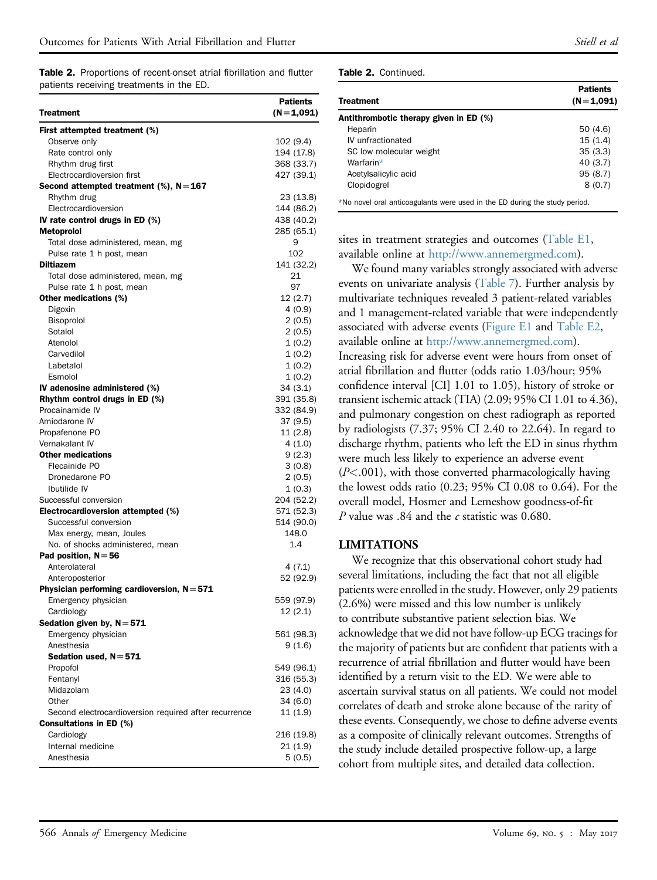**Table 2.** Proportions of recent-onset atrial fibrillation and flutter patients receiving treatments in the ED.

| Treatment | Patients (N=1,091) |
|---|---|
| **First attempted treatment (%)** | |
| Observe only | 102 (9.4) |
| Rate control only | 194 (17.8) |
| Rhythm drug first | 368 (33.7) |
| Electrocardioversion first | 427 (39.1) |
| **Second attempted treatment (%), N=167** | |
| Rhythm drug | 23 (13.8) |
| Electrocardioversion | 144 (86.2) |
| **IV rate control drugs in ED (%)** | 438 (40.2) |
| **Metoprolol** | 285 (65.1) |
| Total dose administered, mean, mg | 9 |
| Pulse rate 1 h post, mean | 102 |
| **Diltiazem** | 141 (32.2) |
| Total dose administered, mean, mg | 21 |
| Pulse rate 1 h post, mean | 97 |
| **Other medications (%)** | 12 (2.7) |
| Digoxin | 4 (0.9) |
| Bisoprolol | 2 (0.5) |
| Sotalol | 2 (0.5) |
| Atenolol | 1 (0.2) |
| Carvedilol | 1 (0.2) |
| Labetalol | 1 (0.2) |
| Esmolol | 1 (0.2) |
| **IV adenosine administered (%)** | 34 (3.1) |
| **Rhythm control drugs in ED (%)** | 391 (35.8) |
| Procainamide IV | 332 (84.9) |
| Amiodarone IV | 37 (9.5) |
| Propafenone PO | 11 (2.8) |
| Vernakalant IV | 4 (1.0) |
| **Other medications** | 9 (2.3) |
| Flecainide PO | 3 (0.8) |
| Dronedarone PO | 2 (0.5) |
| Ibutilide IV | 1 (0.3) |
| Successful conversion | 204 (52.2) |
| **Electrocardioversion attempted (%)** | 571 (52.3) |
| Successful conversion | 514 (90.0) |
| Max energy, mean, Joules | 148.0 |
| No. of shocks administered, mean | 1.4 |
| **Pad position, N=56** | |
| Anterolateral | 4 (7.1) |
| Anteroposterior | 52 (92.9) |
| **Physician performing cardioversion, N=571** | |
| Emergency physician | 559 (97.9) |
| Cardiology | 12 (2.1) |
| **Sedation given by, N=571** | |
| Emergency physician | 561 (98.3) |
| Anesthesia | 9 (1.6) |
| **Sedation used, N=571** | |
| Propofol | 549 (96.1) |
| Fentanyl | 316 (55.3) |
| Midazolam | 23 (4.0) |
| Other | 34 (6.0) |
| Second electrocardioversion required after recurrence | 11 (1.9) |
| **Consultations in ED (%)** | |
| Cardiology | 216 (19.8) |
| Internal medicine | 21 (1.9) |
| Anesthesia | 5 (0.5) |
| **Antithrombotic therapy given in ED (%)** | |
| Heparin | 50 (4.6) |
| IV unfractionated | 15 (1.4) |
| SC low molecular weight | 35 (3.3) |
| Warfarin* | 40 (3.7) |
| Acetylsalicylic acid | 95 (8.7) |
| Clopidogrel | 8 (0.7) |

*No novel oral anticoagulants were used in the ED during the study period.

sites in treatment strategies and outcomes (Table E1, available online at http://www.annemergmed.com).

We found many variables strongly associated with adverse events on univariate analysis (Table 7). Further analysis by multivariate techniques revealed 3 patient-related variables and 1 management-related variable that were independently associated with adverse events (Figure E1 and Table E2, available online at http://www.annemergmed.com). Increasing risk for adverse event were hours from onset of atrial fibrillation and flutter (odds ratio 1.03/hour; 95% confidence interval [CI] 1.01 to 1.05), history of stroke or transient ischemic attack (TIA) (2.09; 95% CI 1.01 to 4.36), and pulmonary congestion on chest radiograph as reported by radiologists (7.37; 95% CI 2.40 to 22.64). In regard to discharge rhythm, patients who left the ED in sinus rhythm were much less likely to experience an adverse event ($P<.001$), with those converted pharmacologically having the lowest odds ratio (0.23; 95% CI 0.08 to 0.64). For the overall model, Hosmer and Lemeshow goodness-of-fit $P$ value was .84 and the $c$ statistic was 0.680.

## LIMITATIONS

We recognize that this observational cohort study had several limitations, including the fact that not all eligible patients were enrolled in the study. However, only 29 patients (2.6%) were missed and this low number is unlikely to contribute substantive patient selection bias. We acknowledge that we did not have follow-up ECG tracings for the majority of patients but are confident that patients with a recurrence of atrial fibrillation and flutter would have been identified by a return visit to the ED. We were able to ascertain survival status on all patients. We could not model correlates of death and stroke alone because of the rarity of these events. Consequently, we chose to define adverse events as a composite of clinically relevant outcomes. Strengths of the study include detailed prospective follow-up, a large cohort from multiple sites, and detailed data collection.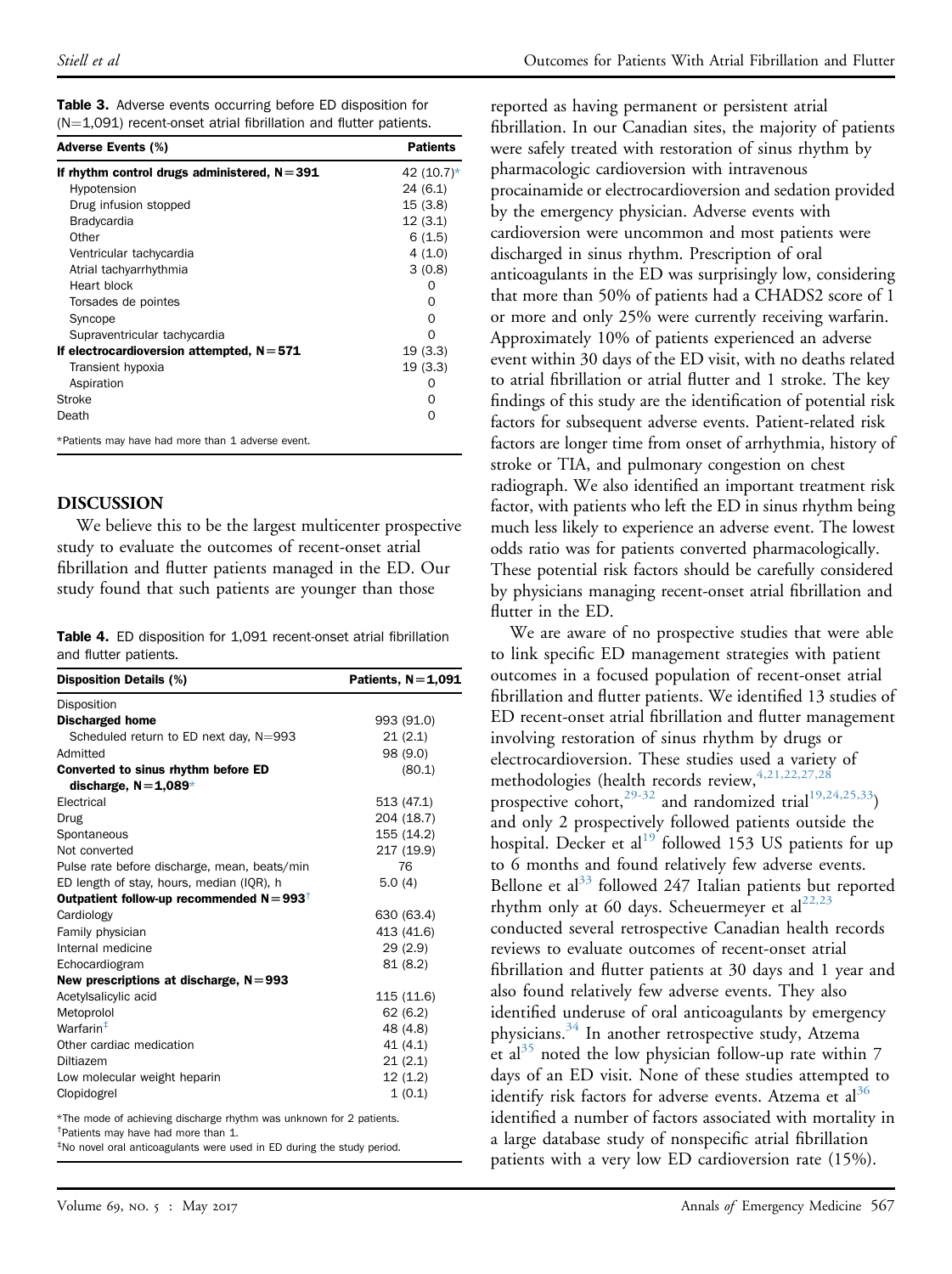**Table 3.** Adverse events occurring before ED disposition for (N=1,091) recent-onset atrial fibrillation and flutter patients.

| Adverse Events (%) | Patients |
|---|---|
| **If rhythm control drugs administered, N=391** | 42 (10.7)* |
| Hypotension | 24 (6.1) |
| Drug infusion stopped | 15 (3.8) |
| Bradycardia | 12 (3.1) |
| Other | 6 (1.5) |
| Ventricular tachycardia | 4 (1.0) |
| Atrial tachyarrhythmia | 3 (0.8) |
| Heart block | 0 |
| Torsades de pointes | 0 |
| Syncope | 0 |
| Supraventricular tachycardia | 0 |
| **If electrocardioversion attempted, N=571** | 19 (3.3) |
| Transient hypoxia | 19 (3.3) |
| Aspiration | 0 |
| Stroke | 0 |
| Death | 0 |

*Patients may have had more than 1 adverse event.

## DISCUSSION

We believe this to be the largest multicenter prospective study to evaluate the outcomes of recent-onset atrial fibrillation and flutter patients managed in the ED. Our study found that such patients are younger than those reported as having permanent or persistent atrial fibrillation. In our Canadian sites, the majority of patients were safely treated with restoration of sinus rhythm by pharmacologic cardioversion with intravenous procainamide or electrocardioversion and sedation provided by the emergency physician. Adverse events with cardioversion were uncommon and most patients were discharged in sinus rhythm. Prescription of oral anticoagulants in the ED was surprisingly low, considering that more than 50% of patients had a CHADS2 score of 1 or more and only 25% were currently receiving warfarin. Approximately 10% of patients experienced an adverse event within 30 days of the ED visit, with no deaths related to atrial fibrillation or atrial flutter and 1 stroke. The key findings of this study are the identification of potential risk factors for subsequent adverse events. Patient-related risk factors are longer time from onset of arrhythmia, history of stroke or TIA, and pulmonary congestion on chest radiograph. We also identified an important treatment risk factor, with patients who left the ED in sinus rhythm being much less likely to experience an adverse event. The lowest odds ratio was for patients converted pharmacologically. These potential risk factors should be carefully considered by physicians managing recent-onset atrial fibrillation and flutter in the ED.

**Table 4.** ED disposition for 1,091 recent-onset atrial fibrillation and flutter patients.

| Disposition Details (%) | Patients, N=1,091 |
|---|---|
| Disposition | |
| **Discharged home** | 993 (91.0) |
| Scheduled return to ED next day, N=993 | 21 (2.1) |
| Admitted | 98 (9.0) |
| **Converted to sinus rhythm before ED discharge, N=1,089*** | (80.1) |
| Electrical | 513 (47.1) |
| Drug | 204 (18.7) |
| Spontaneous | 155 (14.2) |
| Not converted | 217 (19.9) |
| Pulse rate before discharge, mean, beats/min | 76 |
| ED length of stay, hours, median (IQR), h | 5.0 (4) |
| **Outpatient follow-up recommended N=993†** | |
| Cardiology | 630 (63.4) |
| Family physician | 413 (41.6) |
| Internal medicine | 29 (2.9) |
| Echocardiogram | 81 (8.2) |
| **New prescriptions at discharge, N=993** | |
| Acetylsalicylic acid | 115 (11.6) |
| Metoprolol | 62 (6.2) |
| Warfarin‡ | 48 (4.8) |
| Other cardiac medication | 41 (4.1) |
| Diltiazem | 21 (2.1) |
| Low molecular weight heparin | 12 (1.2) |
| Clopidogrel | 1 (0.1) |

*The mode of achieving discharge rhythm was unknown for 2 patients.
†Patients may have had more than 1.
‡No novel oral anticoagulants were used in ED during the study period.

We are aware of no prospective studies that were able to link specific ED management strategies with patient outcomes in a focused population of recent-onset atrial fibrillation and flutter patients. We identified 13 studies of ED recent-onset atrial fibrillation and flutter management involving restoration of sinus rhythm by drugs or electrocardioversion. These studies used a variety of methodologies (health records review,[4,21,22,27,28] prospective cohort,[29-32] and randomized trial[19,24,25,33]) and only 2 prospectively followed patients outside the hospital. Decker et al[19] followed 153 US patients for up to 6 months and found relatively few adverse events. Bellone et al[33] followed 247 Italian patients but reported rhythm only at 60 days. Scheuermeyer et al[22,23] conducted several retrospective Canadian health records reviews to evaluate outcomes of recent-onset atrial fibrillation and flutter patients at 30 days and 1 year and also found relatively few adverse events. They also identified underuse of oral anticoagulants by emergency physicians.[34] In another retrospective study, Atzema et al[35] noted the low physician follow-up rate within 7 days of an ED visit. None of these studies attempted to identify risk factors for adverse events. Atzema et al[36] identified a number of factors associated with mortality in a large database study of nonspecific atrial fibrillation patients with a very low ED cardioversion rate (15%).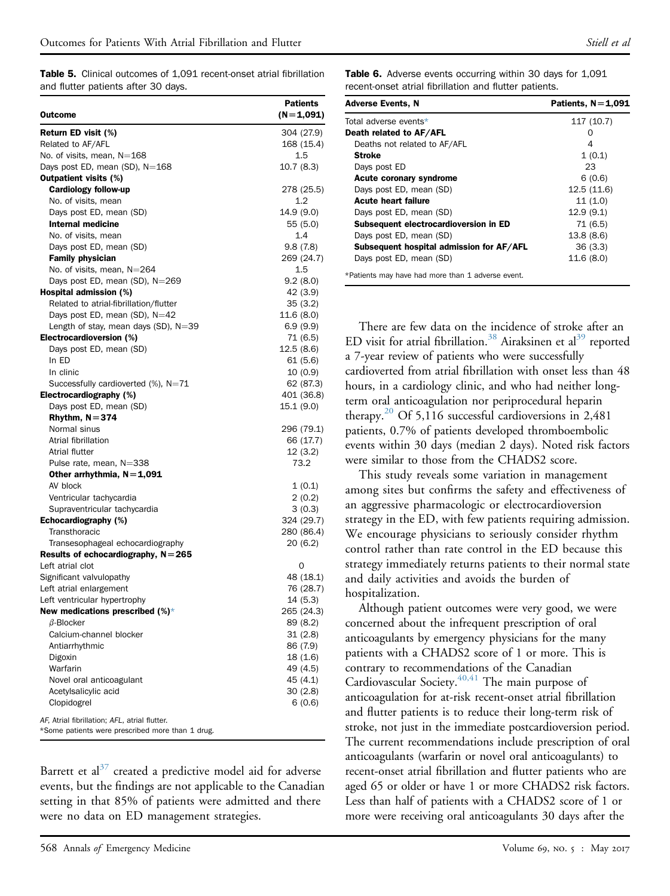**Table 5.** Clinical outcomes of 1,091 recent-onset atrial fibrillation and flutter patients after 30 days.

| Outcome | Patients (N=1,091) |
|---|---|
| **Return ED visit (%)** | 304 (27.9) |
| Related to AF/AFL | 168 (15.4) |
| No. of visits, mean, N=168 | 1.5 |
| Days post ED, mean (SD), N=168 | 10.7 (8.3) |
| **Outpatient visits (%)** | |
| **Cardiology follow-up** | 278 (25.5) |
| No. of visits, mean | 1.2 |
| Days post ED, mean (SD) | 14.9 (9.0) |
| **Internal medicine** | 55 (5.0) |
| No. of visits, mean | 1.4 |
| Days post ED, mean (SD) | 9.8 (7.8) |
| **Family physician** | 269 (24.7) |
| No. of visits, mean, N=264 | 1.5 |
| Days post ED, mean (SD), N=269 | 9.2 (8.0) |
| **Hospital admission (%)** | 42 (3.9) |
| Related to atrial-fibrillation/flutter | 35 (3.2) |
| Days post ED, mean (SD), N=42 | 11.6 (8.0) |
| Length of stay, mean days (SD), N=39 | 6.9 (9.9) |
| **Electrocardioversion (%)** | 71 (6.5) |
| Days post ED, mean (SD) | 12.5 (8.6) |
| In ED | 61 (5.6) |
| In clinic | 10 (0.9) |
| Successfully cardioverted (%), N=71 | 62 (87.3) |
| **Electrocardiography (%)** | 401 (36.8) |
| Days post ED, mean (SD) | 15.1 (9.0) |
| **Rhythm, N=374** | |
| Normal sinus | 296 (79.1) |
| Atrial fibrillation | 66 (17.7) |
| Atrial flutter | 12 (3.2) |
| Pulse rate, mean, N=338 | 73.2 |
| **Other arrhythmia, N=1,091** | |
| AV block | 1 (0.1) |
| Ventricular tachycardia | 2 (0.2) |
| Supraventricular tachycardia | 3 (0.3) |
| **Echocardiography (%)** | 324 (29.7) |
| Transthoracic | 280 (86.4) |
| Transesophageal echocardiography | 20 (6.2) |
| **Results of echocardiography, N=265** | |
| Left atrial clot | 0 |
| Significant valvulopathy | 48 (18.1) |
| Left atrial enlargement | 76 (28.7) |
| Left ventricular hypertrophy | 14 (5.3) |
| **New medications prescribed (%)*** | 265 (24.3) |
| β-Blocker | 89 (8.2) |
| Calcium-channel blocker | 31 (2.8) |
| Antiarrhythmic | 86 (7.9) |
| Digoxin | 18 (1.6) |
| Warfarin | 49 (4.5) |
| Novel oral anticoagulant | 45 (4.1) |
| Acetylsalicylic acid | 30 (2.8) |
| Clopidogrel | 6 (0.6) |

*AF*, Atrial fibrillation; *AFL*, atrial flutter.
*Some patients were prescribed more than 1 drug.

**Table 6.** Adverse events occurring within 30 days for 1,091 recent-onset atrial fibrillation and flutter patients.

| Adverse Events, N | Patients, N=1,091 |
|---|---|
| Total adverse events* | 117 (10.7) |
| **Death related to AF/AFL** | 0 |
| Deaths not related to AF/AFL | 4 |
| **Stroke** | 1 (0.1) |
| Days post ED | 23 |
| **Acute coronary syndrome** | 6 (0.6) |
| Days post ED, mean (SD) | 12.5 (11.6) |
| **Acute heart failure** | 11 (1.0) |
| Days post ED, mean (SD) | 12.9 (9.1) |
| **Subsequent electrocardioversion in ED** | 71 (6.5) |
| Days post ED, mean (SD) | 13.8 (8.6) |
| **Subsequent hospital admission for AF/AFL** | 36 (3.3) |
| Days post ED, mean (SD) | 11.6 (8.0) |

*Patients may have had more than 1 adverse event.

Barrett et al[37] created a predictive model aid for adverse events, but the findings are not applicable to the Canadian setting in that 85% of patients were admitted and there were no data on ED management strategies.

There are few data on the incidence of stroke after an ED visit for atrial fibrillation.[38] Airaksinen et al[39] reported a 7-year review of patients who were successfully cardioverted from atrial fibrillation with onset less than 48 hours, in a cardiology clinic, and who had neither long-term oral anticoagulation nor periprocedural heparin therapy.[20] Of 5,116 successful cardioversions in 2,481 patients, 0.7% of patients developed thromboembolic events within 30 days (median 2 days). Noted risk factors were similar to those from the CHADS2 score.

This study reveals some variation in management among sites but confirms the safety and effectiveness of an aggressive pharmacologic or electrocardioversion strategy in the ED, with few patients requiring admission. We encourage physicians to seriously consider rhythm control rather than rate control in the ED because this strategy immediately returns patients to their normal state and daily activities and avoids the burden of hospitalization.

Although patient outcomes were very good, we were concerned about the infrequent prescription of oral anticoagulants by emergency physicians for the many patients with a CHADS2 score of 1 or more. This is contrary to recommendations of the Canadian Cardiovascular Society.[40,41] The main purpose of anticoagulation for at-risk recent-onset atrial fibrillation and flutter patients is to reduce their long-term risk of stroke, not just in the immediate postcardioversion period. The current recommendations include prescription of oral anticoagulants (warfarin or novel oral anticoagulants) to recent-onset atrial fibrillation and flutter patients who are aged 65 or older or have 1 or more CHADS2 risk factors. Less than half of patients with a CHADS2 score of 1 or more were receiving oral anticoagulants 30 days after the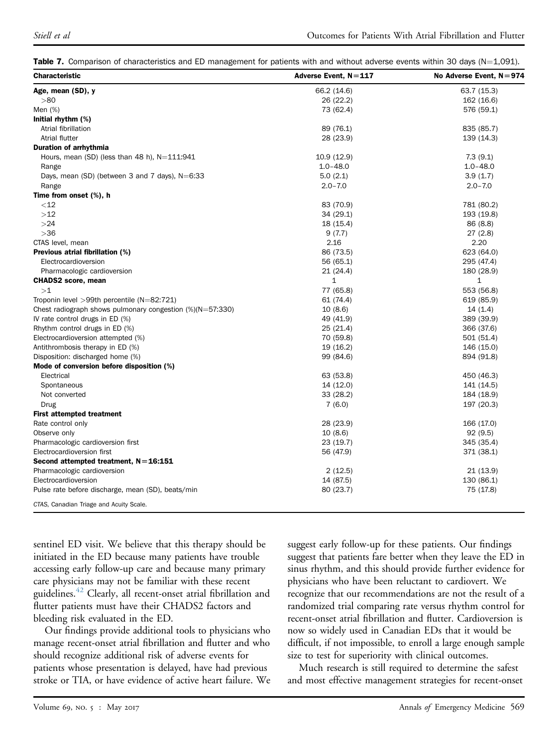**Table 7.** Comparison of characteristics and ED management for patients with and without adverse events within 30 days (N=1,091).

| Characteristic | Adverse Event, N=117 | No Adverse Event, N=974 |
|---|---|---|
| **Age, mean (SD), y** | 66.2 (14.6) | 63.7 (15.3) |
| >80 | 26 (22.2) | 162 (16.6) |
| Men (%) | 73 (62.4) | 576 (59.1) |
| **Initial rhythm (%)** | | |
| Atrial fibrillation | 89 (76.1) | 835 (85.7) |
| Atrial flutter | 28 (23.9) | 139 (14.3) |
| **Duration of arrhythmia** | | |
| Hours, mean (SD) (less than 48 h), N=111:941 | 10.9 (12.9) | 7.3 (9.1) |
| Range | 1.0–48.0 | 1.0–48.0 |
| Days, mean (SD) (between 3 and 7 days), N=6:33 | 5.0 (2.1) | 3.9 (1.7) |
| Range | 2.0–7.0 | 2.0–7.0 |
| **Time from onset (%), h** | | |
| <12 | 83 (70.9) | 781 (80.2) |
| >12 | 34 (29.1) | 193 (19.8) |
| >24 | 18 (15.4) | 86 (8.8) |
| >36 | 9 (7.7) | 27 (2.8) |
| CTAS level, mean | 2.16 | 2.20 |
| **Previous atrial fibrillation (%)** | 86 (73.5) | 623 (64.0) |
| Electrocardioversion | 56 (65.1) | 295 (47.4) |
| Pharmacologic cardioversion | 21 (24.4) | 180 (28.9) |
| **CHADS2 score, mean** | 1 | 1 |
| >1 | 77 (65.8) | 553 (56.8) |
| Troponin level >99th percentile (N=82:721) | 61 (74.4) | 619 (85.9) |
| Chest radiograph shows pulmonary congestion (%)(N=57:330) | 10 (8.6) | 14 (1.4) |
| IV rate control drugs in ED (%) | 49 (41.9) | 389 (39.9) |
| Rhythm control drugs in ED (%) | 25 (21.4) | 366 (37.6) |
| Electrocardioversion attempted (%) | 70 (59.8) | 501 (51.4) |
| Antithrombosis therapy in ED (%) | 19 (16.2) | 146 (15.0) |
| Disposition: discharged home (%) | 99 (84.6) | 894 (91.8) |
| **Mode of conversion before disposition (%)** | | |
| Electrical | 63 (53.8) | 450 (46.3) |
| Spontaneous | 14 (12.0) | 141 (14.5) |
| Not converted | 33 (28.2) | 184 (18.9) |
| Drug | 7 (6.0) | 197 (20.3) |
| **First attempted treatment** | | |
| Rate control only | 28 (23.9) | 166 (17.0) |
| Observe only | 10 (8.6) | 92 (9.5) |
| Pharmacologic cardioversion first | 23 (19.7) | 345 (35.4) |
| Electrocardioversion first | 56 (47.9) | 371 (38.1) |
| **Second attempted treatment, N=16:151** | | |
| Pharmacologic cardioversion | 2 (12.5) | 21 (13.9) |
| Electrocardioversion | 14 (87.5) | 130 (86.1) |
| Pulse rate before discharge, mean (SD), beats/min | 80 (23.7) | 75 (17.8) |

CTAS, Canadian Triage and Acuity Scale.

sentinel ED visit. We believe that this therapy should be initiated in the ED because many patients have trouble accessing early follow-up care and because many primary care physicians may not be familiar with these recent guidelines.[42] Clearly, all recent-onset atrial fibrillation and flutter patients must have their CHADS2 factors and bleeding risk evaluated in the ED.

Our findings provide additional tools to physicians who manage recent-onset atrial fibrillation and flutter and who should recognize additional risk of adverse events for patients whose presentation is delayed, have had previous stroke or TIA, or have evidence of active heart failure. We suggest early follow-up for these patients. Our findings suggest that patients fare better when they leave the ED in sinus rhythm, and this should provide further evidence for physicians who have been reluctant to cardiovert. We recognize that our recommendations are not the result of a randomized trial comparing rate versus rhythm control for recent-onset atrial fibrillation and flutter. Cardioversion is now so widely used in Canadian EDs that it would be difficult, if not impossible, to enroll a large enough sample size to test for superiority with clinical outcomes.

Much research is still required to determine the safest and most effective management strategies for recent-onset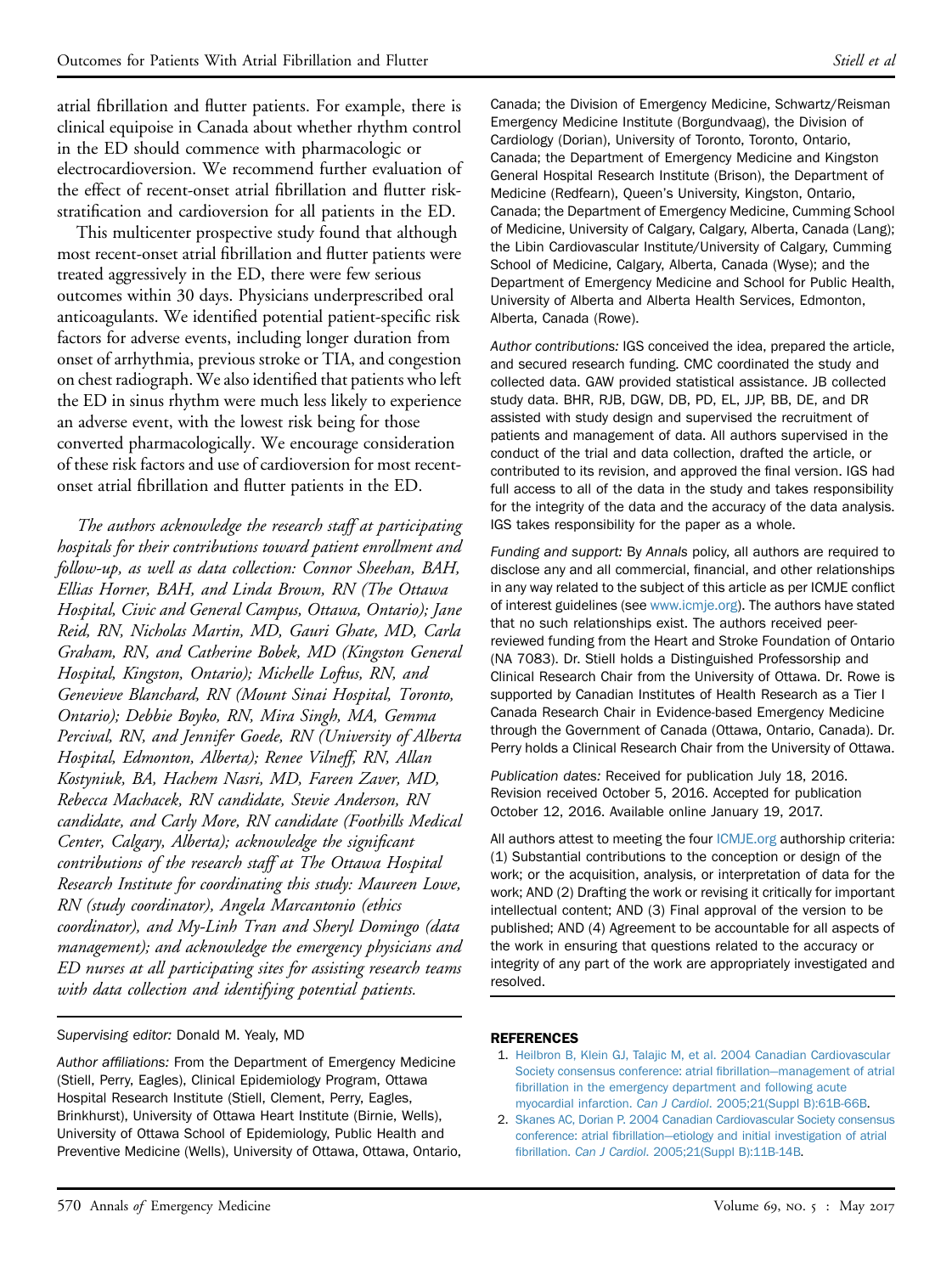atrial fibrillation and flutter patients. For example, there is clinical equipoise in Canada about whether rhythm control in the ED should commence with pharmacologic or electrocardioversion. We recommend further evaluation of the effect of recent-onset atrial fibrillation and flutter risk-stratification and cardioversion for all patients in the ED.

This multicenter prospective study found that although most recent-onset atrial fibrillation and flutter patients were treated aggressively in the ED, there were few serious outcomes within 30 days. Physicians underprescribed oral anticoagulants. We identified potential patient-specific risk factors for adverse events, including longer duration from onset of arrhythmia, previous stroke or TIA, and congestion on chest radiograph. We also identified that patients who left the ED in sinus rhythm were much less likely to experience an adverse event, with the lowest risk being for those converted pharmacologically. We encourage consideration of these risk factors and use of cardioversion for most recent-onset atrial fibrillation and flutter patients in the ED.

*The authors acknowledge the research staff at participating hospitals for their contributions toward patient enrollment and follow-up, as well as data collection: Connor Sheehan, BAH, Ellias Horner, BAH, and Linda Brown, RN (The Ottawa Hospital, Civic and General Campus, Ottawa, Ontario); Jane Reid, RN, Nicholas Martin, MD, Gauri Ghate, MD, Carla Graham, RN, and Catherine Bobek, MD (Kingston General Hospital, Kingston, Ontario); Michelle Loftus, RN, and Genevieve Blanchard, RN (Mount Sinai Hospital, Toronto, Ontario); Debbie Boyko, RN, Mira Singh, MA, Gemma Percival, RN, and Jennifer Goede, RN (University of Alberta Hospital, Edmonton, Alberta); Renee Vilneff, RN, Allan Kostyniuk, BA, Hachem Nasri, MD, Fareen Zaver, MD, Rebecca Machacek, RN candidate, Stevie Anderson, RN candidate, and Carly More, RN candidate (Foothills Medical Center, Calgary, Alberta); acknowledge the significant contributions of the research staff at The Ottawa Hospital Research Institute for coordinating this study: Maureen Lowe, RN (study coordinator), Angela Marcantonio (ethics coordinator), and My-Linh Tran and Sheryl Domingo (data management); and acknowledge the emergency physicians and ED nurses at all participating sites for assisting research teams with data collection and identifying potential patients.*

---

*Supervising editor:* Donald M. Yealy, MD

*Author affiliations:* From the Department of Emergency Medicine (Stiell, Perry, Eagles), Clinical Epidemiology Program, Ottawa Hospital Research Institute (Stiell, Clement, Perry, Eagles, Brinkhurst), University of Ottawa Heart Institute (Birnie, Wells), University of Ottawa School of Epidemiology, Public Health and Preventive Medicine (Wells), University of Ottawa, Ottawa, Ontario, Canada; the Division of Emergency Medicine, Schwartz/Reisman Emergency Medicine Institute (Borgundvaag), the Division of Cardiology (Dorian), University of Toronto, Toronto, Ontario, Canada; the Department of Emergency Medicine and Kingston General Hospital Research Institute (Brison), the Department of Medicine (Redfearn), Queen's University, Kingston, Ontario, Canada; the Department of Emergency Medicine, Cumming School of Medicine, University of Calgary, Calgary, Alberta, Canada (Lang); the Libin Cardiovascular Institute/University of Calgary, Cumming School of Medicine, Calgary, Alberta, Canada (Wyse); and the Department of Emergency Medicine and School for Public Health, University of Alberta and Alberta Health Services, Edmonton, Alberta, Canada (Rowe).

*Author contributions:* IGS conceived the idea, prepared the article, and secured research funding. CMC coordinated the study and collected data. GAW provided statistical assistance. JB collected study data. BHR, RJB, DGW, DB, PD, EL, JJP, BB, DE, and DR assisted with study design and supervised the recruitment of patients and management of data. All authors supervised in the conduct of the trial and data collection, drafted the article, or contributed to its revision, and approved the final version. IGS had full access to all of the data in the study and takes responsibility for the integrity of the data and the accuracy of the data analysis. IGS takes responsibility for the paper as a whole.

*Funding and support:* By *Annals* policy, all authors are required to disclose any and all commercial, financial, and other relationships in any way related to the subject of this article as per ICMJE conflict of interest guidelines (see www.icmje.org). The authors have stated that no such relationships exist. The authors received peer-reviewed funding from the Heart and Stroke Foundation of Ontario (NA 7083). Dr. Stiell holds a Distinguished Professorship and Clinical Research Chair from the University of Ottawa. Dr. Rowe is supported by Canadian Institutes of Health Research as a Tier I Canada Research Chair in Evidence-based Emergency Medicine through the Government of Canada (Ottawa, Ontario, Canada). Dr. Perry holds a Clinical Research Chair from the University of Ottawa.

*Publication dates:* Received for publication July 18, 2016. Revision received October 5, 2016. Accepted for publication October 12, 2016. Available online January 19, 2017.

All authors attest to meeting the four ICMJE.org authorship criteria: (1) Substantial contributions to the conception or design of the work; or the acquisition, analysis, or interpretation of data for the work; AND (2) Drafting the work or revising it critically for important intellectual content; AND (3) Final approval of the version to be published; AND (4) Agreement to be accountable for all aspects of the work in ensuring that questions related to the accuracy or integrity of any part of the work are appropriately investigated and resolved.

## REFERENCES

1. Heilbron B, Klein GJ, Talajic M, et al. 2004 Canadian Cardiovascular Society consensus conference: atrial fibrillation—management of atrial fibrillation in the emergency department and following acute myocardial infarction. *Can J Cardiol*. 2005;21(Suppl B):61B-66B.
2. Skanes AC, Dorian P. 2004 Canadian Cardiovascular Society consensus conference: atrial fibrillation—etiology and initial investigation of atrial fibrillation. *Can J Cardiol*. 2005;21(Suppl B):11B-14B.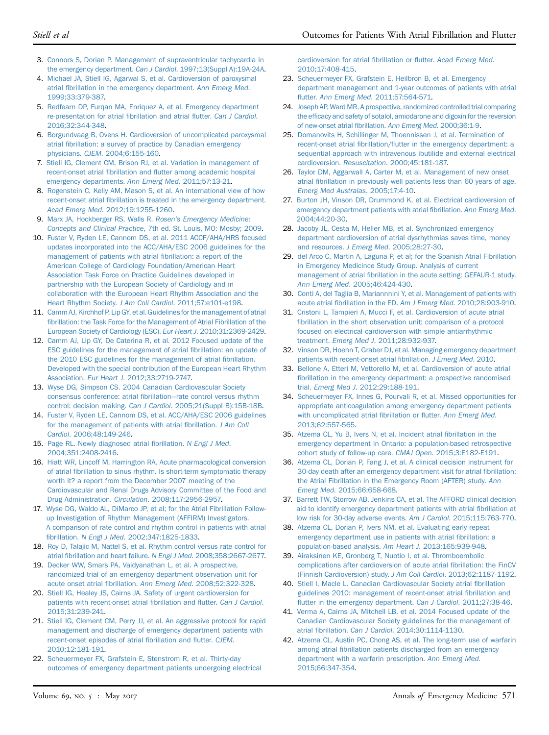3. Connors S, Dorian P. Management of supraventricular tachycardia in the emergency department. *Can J Cardiol*. 1997;13(Suppl A):19A-24A.
4. Michael JA, Stiell IG, Agarwal S, et al. Cardioversion of paroxysmal atrial fibrillation in the emergency department. *Ann Emerg Med*. 1999;33:379-387.
5. Redfearn DP, Furqan MA, Enriquez A, et al. Emergency department re-presentation for atrial fibrillation and atrial flutter. *Can J Cardiol*. 2016;32:344-348.
6. Borgundvaag B, Ovens H. Cardioversion of uncomplicated paroxysmal atrial fibrillation: a survey of practice by Canadian emergency physicians. *CJEM*. 2004;6:155-160.
7. Stiell IG, Clement CM, Brison RJ, et al. Variation in management of recent-onset atrial fibrillation and flutter among academic hospital emergency departments. *Ann Emerg Med*. 2011;57:13-21.
8. Rogenstein C, Kelly AM, Mason S, et al. An international view of how recent-onset atrial fibrillation is treated in the emergency department. *Acad Emerg Med*. 2012;19:1255-1260.
9. Marx JA, Hockberger RS, Walls R. *Rosen's Emergency Medicine: Concepts and Clinical Practice*, 7th ed. St. Louis, MO: Mosby; 2009.
10. Fuster V, Ryden LE, Cannom DS, et al. 2011 ACCF/AHA/HRS focused updates incorporated into the ACC/AHA/ESC 2006 guidelines for the management of patients with atrial fibrillation: a report of the American College of Cardiology Foundation/American Heart Association Task Force on Practice Guidelines developed in partnership with the European Society of Cardiology and in collaboration with the European Heart Rhythm Association and the Heart Rhythm Society. *J Am Coll Cardiol*. 2011;57:e101-e198.
11. Camm AJ, Kirchhof P, Lip GY, et al. Guidelines for the management of atrial fibrillation: the Task Force for the Management of Atrial Fibrillation of the European Society of Cardiology (ESC). *Eur Heart J*. 2010;31:2369-2429.
12. Camm AJ, Lip GY, De Caterina R, et al. 2012 Focused update of the ESC guidelines for the management of atrial fibrillation: an update of the 2010 ESC guidelines for the management of atrial fibrillation. Developed with the special contribution of the European Heart Rhythm Association. *Eur Heart J*. 2012;33:2719-2747.
13. Wyse DG, Simpson CS. 2004 Canadian Cardiovascular Society consensus conference: atrial fibrillation—rate control versus rhythm control: decision making. *Can J Cardiol*. 2005;21(Suppl B):15B-18B.
14. Fuster V, Ryden LE, Cannom DS, et al. ACC/AHA/ESC 2006 guidelines for the management of patients with atrial fibrillation. *J Am Coll Cardiol*. 2006;48:149-246.
15. Page RL. Newly diagnosed atrial fibrillation. *N Engl J Med*. 2004;351:2408-2416.
16. Hiatt WR, Lincoff M, Harrington RA. Acute pharmacological conversion of atrial fibrillation to sinus rhythm. Is short-term symptomatic therapy worth it? a report from the December 2007 meeting of the Cardiovascular and Renal Drugs Advisory Committee of the Food and Drug Administration. *Circulation*. 2008;117:2956-2957.
17. Wyse DG, Waldo AL, DiMarco JP, et al; for the Atrial Fibrillation Follow-up Investigation of Rhythm Management (AFFIRM) Investigators. A comparison of rate control and rhythm control in patients with atrial fibrillation. *N Engl J Med*. 2002;347:1825-1833.
18. Roy D, Talajic M, Nattel S, et al. Rhythm control versus rate control for atrial fibrillation and heart failure. *N Engl J Med*. 2008;358:2667-2677.
19. Decker WW, Smars PA, Vaidyanathan L, et al. A prospective, randomized trial of an emergency department observation unit for acute onset atrial fibrillation. *Ann Emerg Med*. 2008;52:322-328.
20. Stiell IG, Healey JS, Cairns JA. Safety of urgent cardioversion for patients with recent-onset atrial fibrillation and flutter. *Can J Cardiol*. 2015;31:239-241.
21. Stiell IG, Clement CM, Perry JJ, et al. An aggressive protocol for rapid management and discharge of emergency department patients with recent-onset episodes of atrial fibrillation and flutter. *CJEM*. 2010;12:181-191.
22. Scheuermeyer FX, Grafstein E, Stenstrom R, et al. Thirty-day outcomes of emergency department patients undergoing electrical cardioversion for atrial fibrillation or flutter. *Acad Emerg Med*. 2010;17:408-415.
23. Scheuermeyer FX, Grafstein E, Heilbron B, et al. Emergency department management and 1-year outcomes of patients with atrial flutter. *Ann Emerg Med*. 2011;57:564-571.
24. Joseph AP, Ward MR. A prospective, randomized controlled trial comparing the efficacy and safety of sotalol, amiodarone and digoxin for the reversion of new-onset atrial fibrillation. *Ann Emerg Med*. 2000;36:1-9.
25. Domanovits H, Schillinger M, Thoennissen J, et al. Termination of recent-onset atrial fibrillation/flutter in the emergency department: a sequential approach with intravenous ibutilide and external electrical cardioversion. *Resuscitation*. 2000;45:181-187.
26. Taylor DM, Aggarwall A, Carter M, et al. Management of new onset atrial fibrillation in previously well patients less than 60 years of age. *Emerg Med Australas*. 2005;17:4-10.
27. Burton JH, Vinson DR, Drummond K, et al. Electrical cardioversion of emergency department patients with atrial fibrillation. *Ann Emerg Med*. 2004;44:20-30.
28. Jacoby JL, Cesta M, Heller MB, et al. Synchronized emergency department cardioversion of atrial dysrhythmias saves time, money and resources. *J Emerg Med*. 2005;28:27-30.
29. del Arco C, Martin A, Laguna P, et al; for the Spanish Atrial Fibrillation in Emergency Medicince Study Group. Analysis of current management of atrial fibrillation in the acute setting: GEFAUR-1 study. *Ann Emerg Med*. 2005;46:424-430.
30. Conti A, del Taglia B, Mariannnini Y, et al. Management of patients with acute atrial fibrillation in the ED. *Am J Emerg Med*. 2010;28:903-910.
31. Cristoni L, Tampieri A, Mucci F, et al. Cardioversion of acute atrial fibrillation in the short observation unit: comparison of a protocol focused on electrical cardioversion with simple antiarrhythmic treatment. *Emerg Med J*. 2011;28:932-937.
32. Vinson DR, Hoehn T, Graber DJ, et al. Managing emergency department patients with recent-onset atrial fibrillation. *J Emerg Med*. 2010.
33. Bellone A, Etteri M, Vettorello M, et al. Cardioversion of acute atrial fibrillation in the emergency department: a prospective randomised trial. *Emerg Med J*. 2012;29:188-191.
34. Scheuermeyer FX, Innes G, Pourvali R, et al. Missed opportunities for appropriate anticoagulation among emergency department patients with uncomplicated atrial fibrillation or flutter. *Ann Emerg Med*. 2013;62:557-565.
35. Atzema CL, Yu B, Ivers N, et al. Incident atrial fibrillation in the emergency department in Ontario: a population-based retrospective cohort study of follow-up care. *CMAJ Open*. 2015;3:E182-E191.
36. Atzema CL, Dorian P, Fang J, et al. A clinical decision instrument for 30-day death after an emergency department visit for atrial fibrillation: the Atrial Fibrillation in the Emergency Room (AFTER) study. *Ann Emerg Med*. 2015;66:658-668.
37. Barrett TW, Storrow AB, Jenkins CA, et al. The AFFORD clinical decision aid to identify emergency department patients with atrial fibrillation at low risk for 30-day adverse events. *Am J Cardiol*. 2015;115:763-770.
38. Atzema CL, Dorian P, Ivers NM, et al. Evaluating early repeat emergency department use in patients with atrial fibrillation: a population-based analysis. *Am Heart J*. 2013;165:939-948.
39. Airaksinen KE, Gronberg T, Nuotio I, et al. Thromboembolic complications after cardioversion of acute atrial fibrillation: the FinCV (Finnish Cardioversion) study. *J Am Coll Cardiol*. 2013;62:1187-1192.
40. Stiell I, Macle L. Canadian Cardiovascular Society atrial fibrillation guidelines 2010: management of recent-onset atrial fibrillation and flutter in the emergency department. *Can J Cardiol*. 2011;27:38-46.
41. Verma A, Cairns JA, Mitchell LB, et al. 2014 Focused update of the Canadian Cardiovascular Society guidelines for the management of atrial fibrillation. *Can J Cardiol*. 2014;30:1114-1130.
42. Atzema CL, Austin PC, Chong AS, et al. The long-term use of warfarin among atrial fibrillation patients discharged from an emergency department with a warfarin prescription. *Ann Emerg Med*. 2015;66:347-354.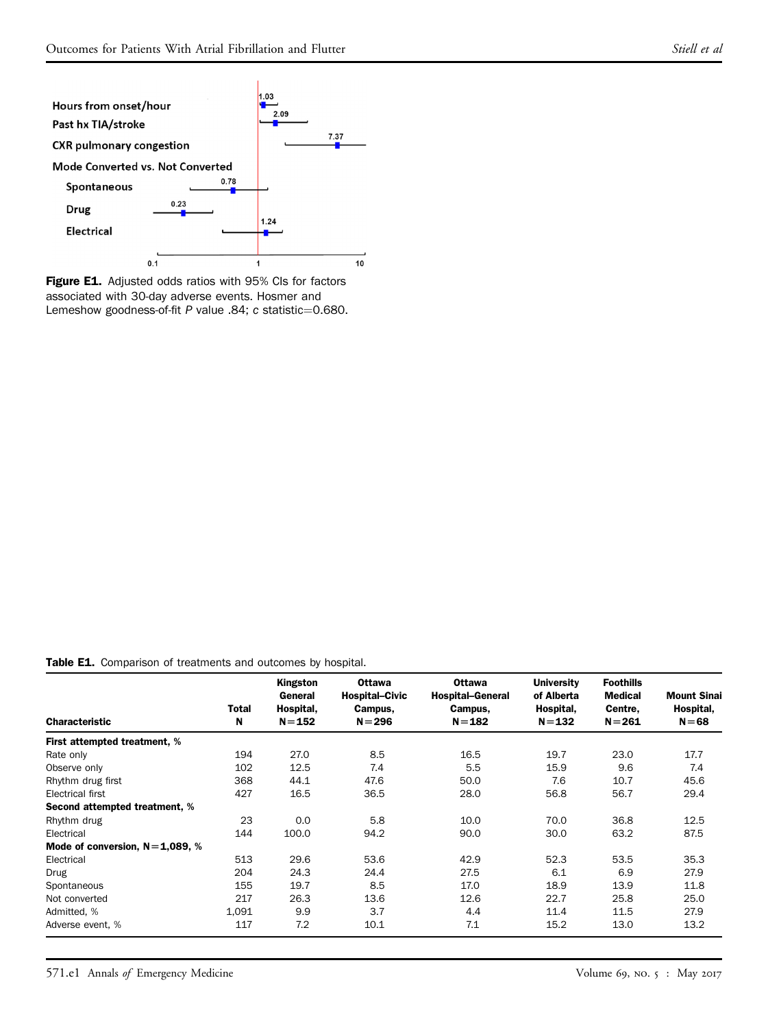Figure E1. Adjusted odds ratios with 95% CIs for factors associated with 30-day adverse events. Hosmer and Lemeshow goodness-of-fit *P* value .84; *c* statistic=0.680.

| Factor | Adjusted odds ratio |
|---|---|
| Hours from onset/hour | 1.03 |
| Past hx TIA/stroke | 2.09 |
| CXR pulmonary congestion | 7.37 |
| Mode Converted vs. Not Converted | |
| Spontaneous | 0.78 |
| Drug | 0.23 |
| Electrical | 1.24 |

**Table E1.** Comparison of treatments and outcomes by hospital.

| Characteristic | Total N | Kingston General Hospital, N=152 | Ottawa Hospital–Civic Campus, N=296 | Ottawa Hospital–General Campus, N=182 | University of Alberta Hospital, N=132 | Foothills Medical Centre, N=261 | Mount Sinai Hospital, N=68 |
|---|---|---|---|---|---|---|---|
| **First attempted treatment, %** | | | | | | | |
| Rate only | 194 | 27.0 | 8.5 | 16.5 | 19.7 | 23.0 | 17.7 |
| Observe only | 102 | 12.5 | 7.4 | 5.5 | 15.9 | 9.6 | 7.4 |
| Rhythm drug first | 368 | 44.1 | 47.6 | 50.0 | 7.6 | 10.7 | 45.6 |
| Electrical first | 427 | 16.5 | 36.5 | 28.0 | 56.8 | 56.7 | 29.4 |
| **Second attempted treatment, %** | | | | | | | |
| Rhythm drug | 23 | 0.0 | 5.8 | 10.0 | 70.0 | 36.8 | 12.5 |
| Electrical | 144 | 100.0 | 94.2 | 90.0 | 30.0 | 63.2 | 87.5 |
| **Mode of conversion, N=1,089, %** | | | | | | | |
| Electrical | 513 | 29.6 | 53.6 | 42.9 | 52.3 | 53.5 | 35.3 |
| Drug | 204 | 24.3 | 24.4 | 27.5 | 6.1 | 6.9 | 27.9 |
| Spontaneous | 155 | 19.7 | 8.5 | 17.0 | 18.9 | 13.9 | 11.8 |
| Not converted | 217 | 26.3 | 13.6 | 12.6 | 22.7 | 25.8 | 25.0 |
| Admitted, % | 1,091 | 9.9 | 3.7 | 4.4 | 11.4 | 11.5 | 27.9 |
| Adverse event, % | 117 | 7.2 | 10.1 | 7.1 | 15.2 | 13.0 | 13.2 |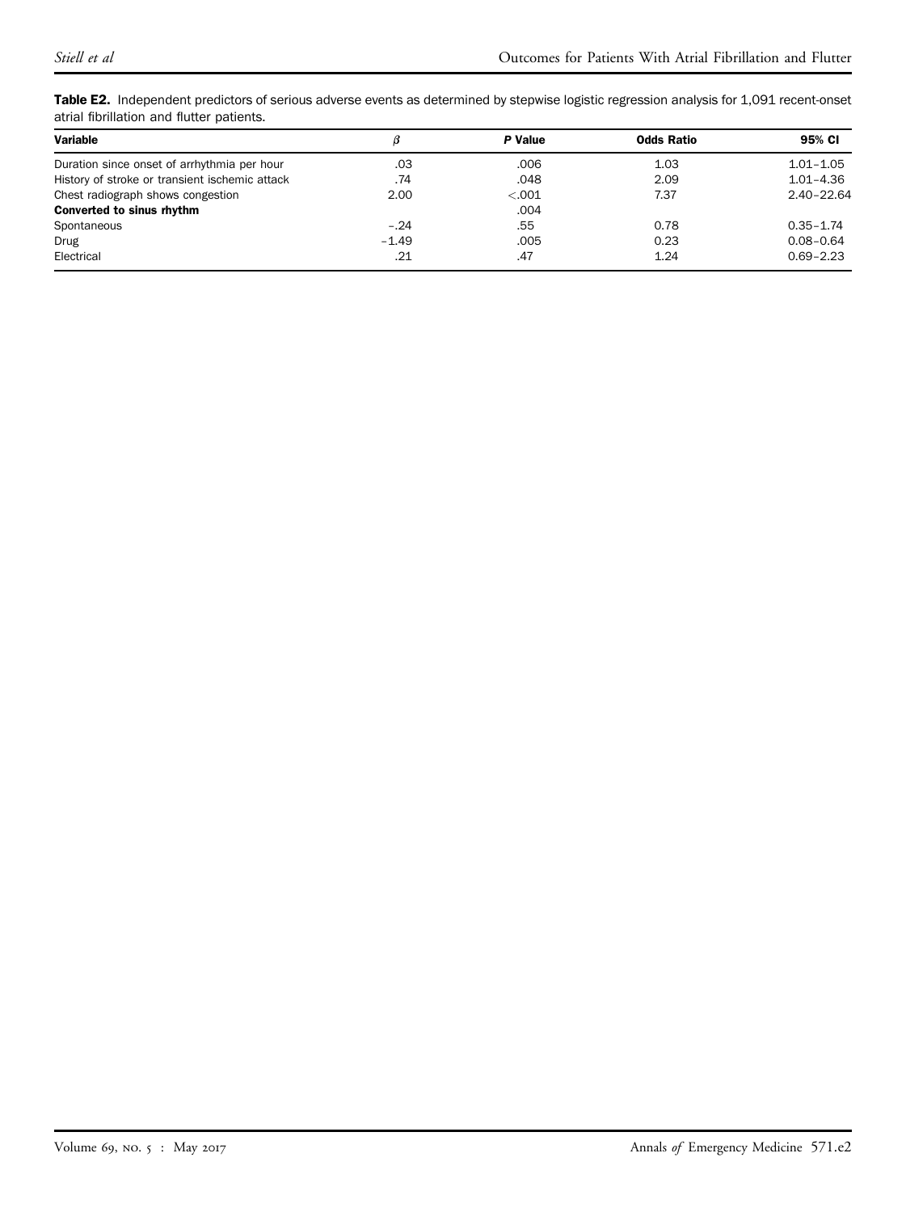**Table E2.** Independent predictors of serious adverse events as determined by stepwise logistic regression analysis for 1,091 recent-onset atrial fibrillation and flutter patients.

| Variable | β | P Value | Odds Ratio | 95% CI |
|---|---|---|---|---|
| Duration since onset of arrhythmia per hour | .03 | .006 | 1.03 | 1.01–1.05 |
| History of stroke or transient ischemic attack | .74 | .048 | 2.09 | 1.01–4.36 |
| Chest radiograph shows congestion | 2.00 | <.001 | 7.37 | 2.40–22.64 |
| **Converted to sinus rhythm** | | .004 | | |
| Spontaneous | –.24 | .55 | 0.78 | 0.35–1.74 |
| Drug | –1.49 | .005 | 0.23 | 0.08–0.64 |
| Electrical | .21 | .47 | 1.24 | 0.69–2.23 |